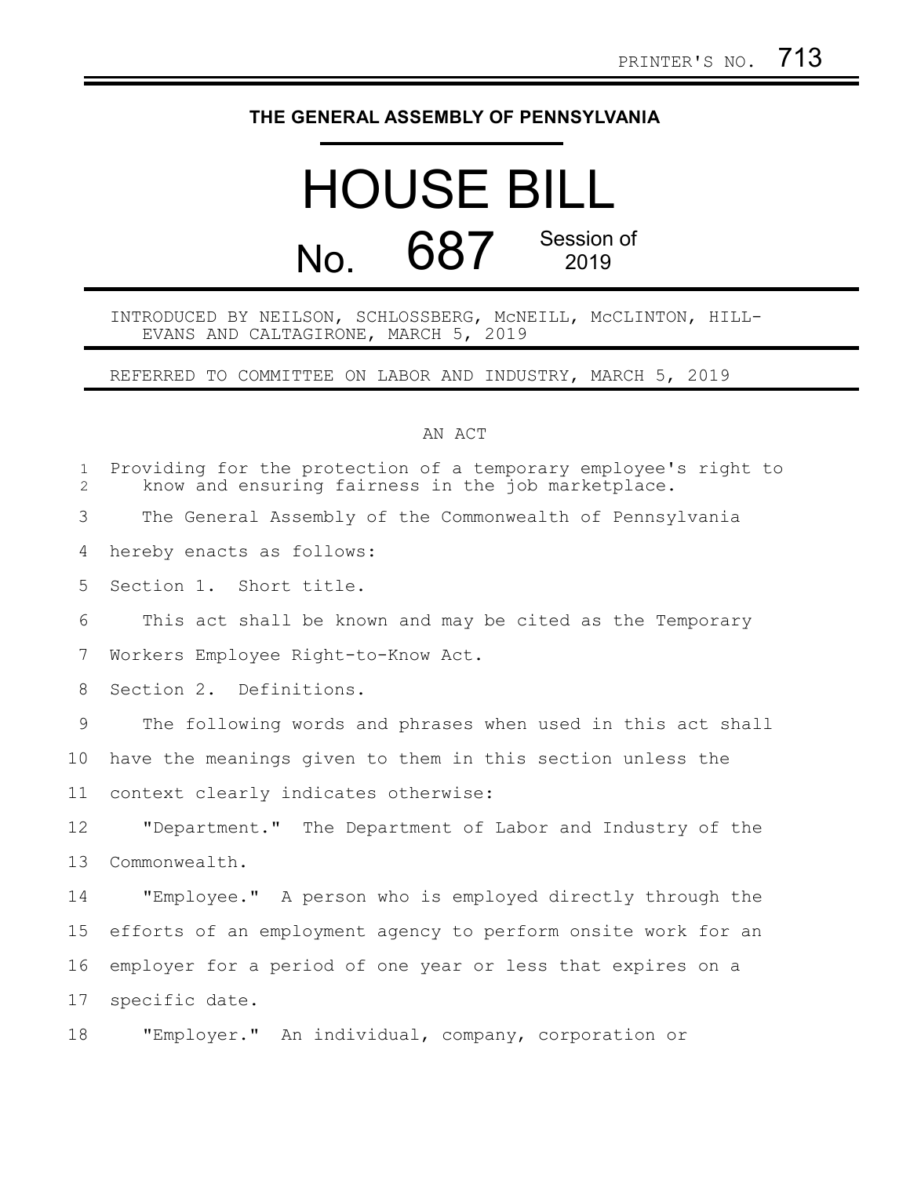PRINTER'S NO. 713

# THE GENERAL ASSEMBLY OF PENNSYLVANIA

# HOUSE BILL No. 687 Session of 2019

INTRODUCED BY NEILSON, SCHLOSSBERG, McNEILL, McCLINTON, HILL-EVANS AND CALTAGIRONE, MARCH 5, 2019

REFERRED TO COMMITTEE ON LABOR AND INDUSTRY, MARCH 5, 2019

AN ACT

Providing for the protection of a temporary employee's right to know and ensuring fairness in the job marketplace.

The General Assembly of the Commonwealth of Pennsylvania hereby enacts as follows:

Section 1. Short title.

This act shall be known and may be cited as the Temporary Workers Employee Right-to-Know Act.

Section 2. Definitions.

The following words and phrases when used in this act shall have the meanings given to them in this section unless the context clearly indicates otherwise:

"Department." The Department of Labor and Industry of the Commonwealth.

"Employee." A person who is employed directly through the efforts of an employment agency to perform onsite work for an employer for a period of one year or less that expires on a specific date.

"Employer." An individual, company, corporation or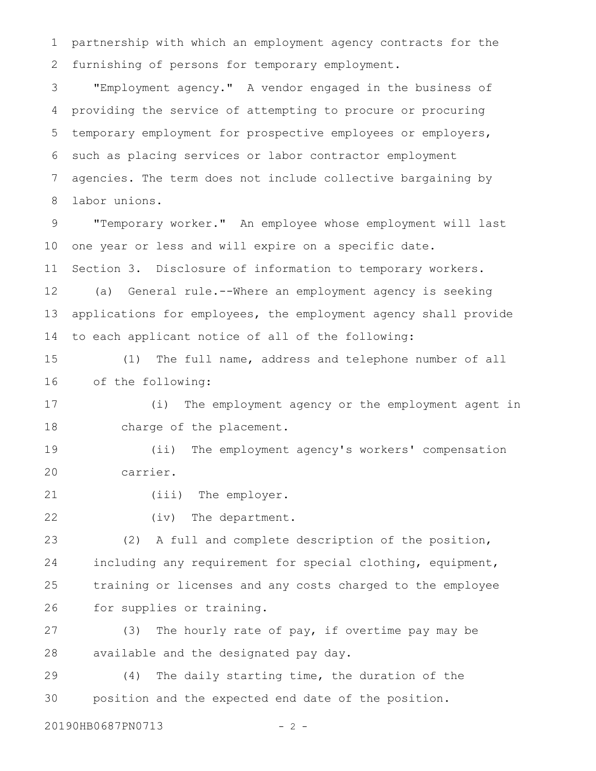partnership with which an employment agency contracts for the furnishing of persons for temporary employment.

"Employment agency." A vendor engaged in the business of providing the service of attempting to procure or procuring temporary employment for prospective employees or employers, such as placing services or labor contractor employment agencies. The term does not include collective bargaining by labor unions.

"Temporary worker." An employee whose employment will last one year or less and will expire on a specific date.

Section 3. Disclosure of information to temporary workers.

(a) General rule.--Where an employment agency is seeking applications for employees, the employment agency shall provide to each applicant notice of all of the following:

(1) The full name, address and telephone number of all of the following:

(i) The employment agency or the employment agent in charge of the placement.

(ii) The employment agency's workers' compensation carrier.

(iii) The employer.

(iv) The department.

(2) A full and complete description of the position, including any requirement for special clothing, equipment, training or licenses and any costs charged to the employee for supplies or training.

(3) The hourly rate of pay, if overtime pay may be available and the designated pay day.

(4) The daily starting time, the duration of the position and the expected end date of the position.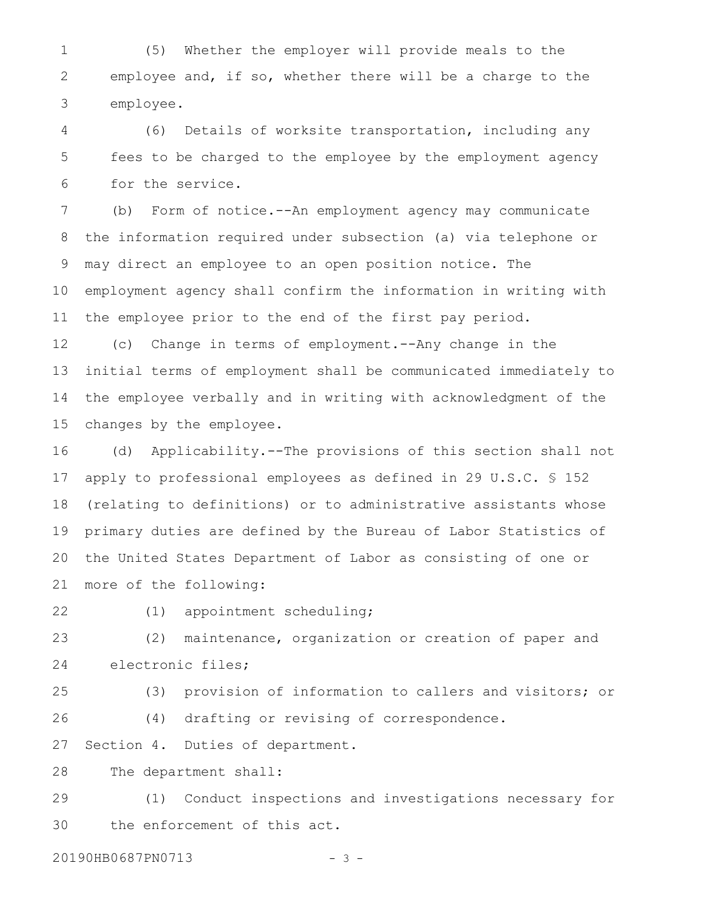(5) Whether the employer will provide meals to the employee and, if so, whether there will be a charge to the employee.

(6) Details of worksite transportation, including any fees to be charged to the employee by the employment agency for the service.

(b) Form of notice.--An employment agency may communicate the information required under subsection (a) via telephone or may direct an employee to an open position notice. The employment agency shall confirm the information in writing with the employee prior to the end of the first pay period.

(c) Change in terms of employment.--Any change in the initial terms of employment shall be communicated immediately to the employee verbally and in writing with acknowledgment of the changes by the employee.

(d) Applicability.--The provisions of this section shall not apply to professional employees as defined in 29 U.S.C. § 152 (relating to definitions) or to administrative assistants whose primary duties are defined by the Bureau of Labor Statistics of the United States Department of Labor as consisting of one or more of the following:

(1) appointment scheduling;

(2) maintenance, organization or creation of paper and electronic files;

(3) provision of information to callers and visitors; or

(4) drafting or revising of correspondence.

Section 4. Duties of department.

The department shall:

(1) Conduct inspections and investigations necessary for the enforcement of this act.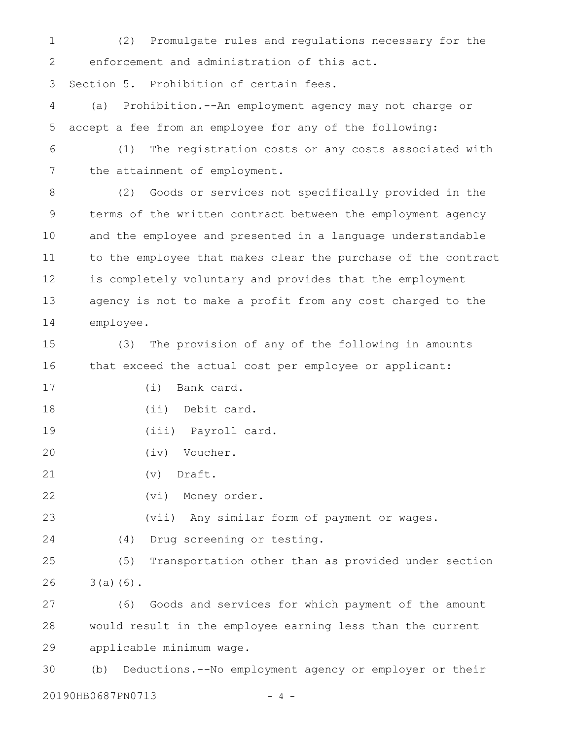(2) Promulgate rules and regulations necessary for the enforcement and administration of this act.

Section 5. Prohibition of certain fees.

(a) Prohibition.--An employment agency may not charge or accept a fee from an employee for any of the following:

(1) The registration costs or any costs associated with the attainment of employment.

(2) Goods or services not specifically provided in the terms of the written contract between the employment agency and the employee and presented in a language understandable to the employee that makes clear the purchase of the contract is completely voluntary and provides that the employment agency is not to make a profit from any cost charged to the employee.

(3) The provision of any of the following in amounts that exceed the actual cost per employee or applicant:

(i) Bank card.

(ii) Debit card.

(iii) Payroll card.

(iv) Voucher.

(v) Draft.

(vi) Money order.

(vii) Any similar form of payment or wages.

(4) Drug screening or testing.

(5) Transportation other than as provided under section 3(a)(6).

(6) Goods and services for which payment of the amount would result in the employee earning less than the current applicable minimum wage.

(b) Deductions.--No employment agency or employer or their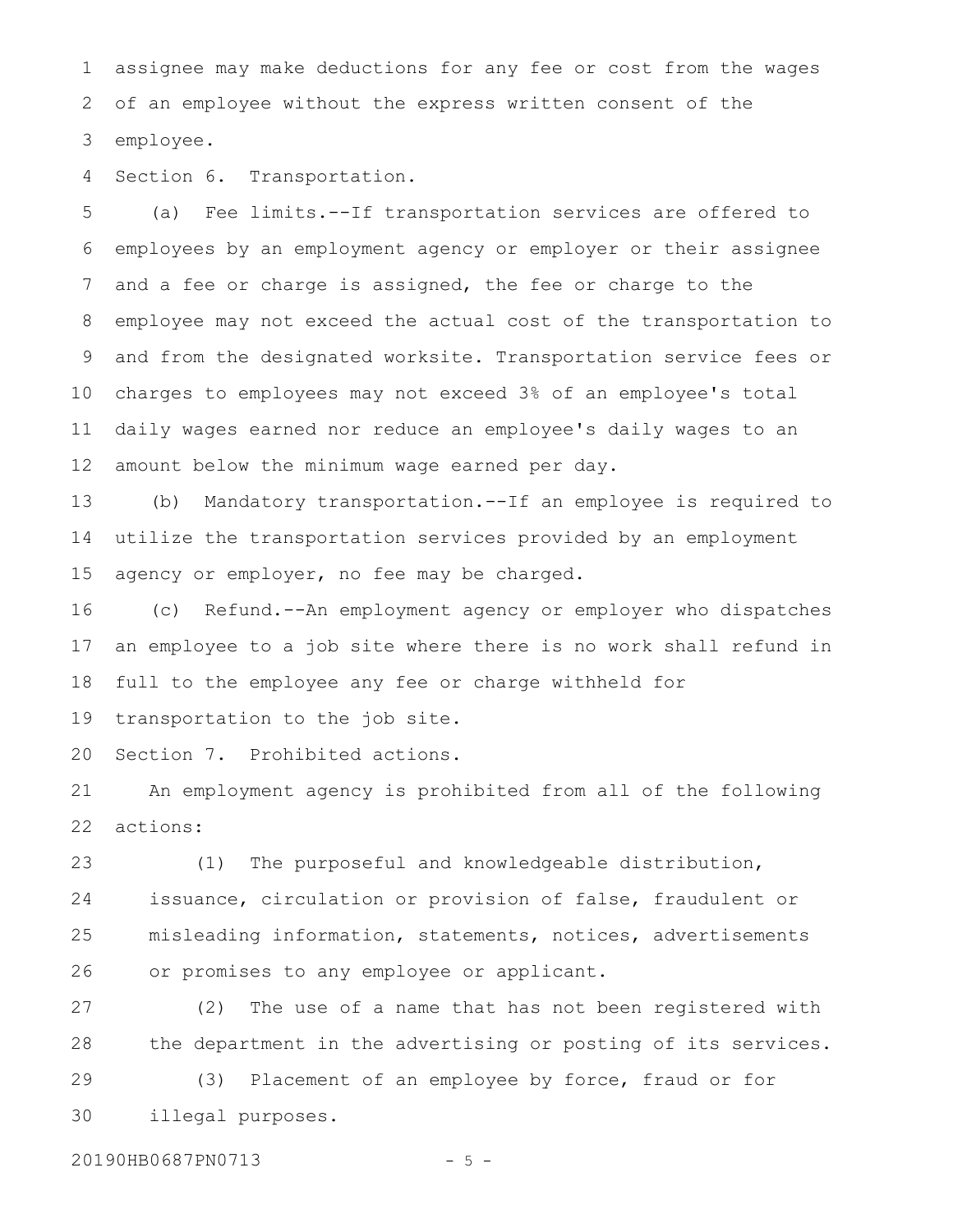assignee may make deductions for any fee or cost from the wages of an employee without the express written consent of the employee.

Section 6. Transportation.

(a) Fee limits.--If transportation services are offered to employees by an employment agency or employer or their assignee and a fee or charge is assigned, the fee or charge to the employee may not exceed the actual cost of the transportation to and from the designated worksite. Transportation service fees or charges to employees may not exceed 3% of an employee's total daily wages earned nor reduce an employee's daily wages to an amount below the minimum wage earned per day.

(b) Mandatory transportation.--If an employee is required to utilize the transportation services provided by an employment agency or employer, no fee may be charged.

(c) Refund.--An employment agency or employer who dispatches an employee to a job site where there is no work shall refund in full to the employee any fee or charge withheld for transportation to the job site.

Section 7. Prohibited actions.

An employment agency is prohibited from all of the following actions:

(1) The purposeful and knowledgeable distribution, issuance, circulation or provision of false, fraudulent or misleading information, statements, notices, advertisements or promises to any employee or applicant.

(2) The use of a name that has not been registered with the department in the advertising or posting of its services.

(3) Placement of an employee by force, fraud or for illegal purposes.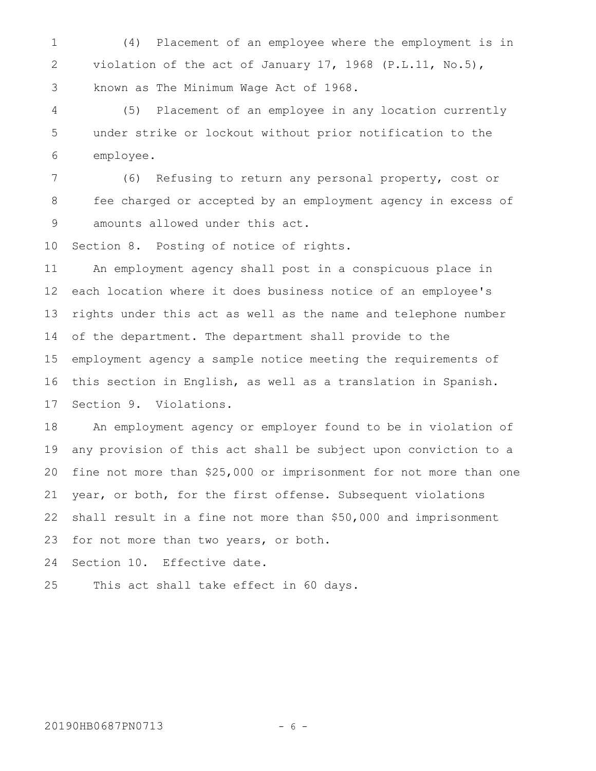(4) Placement of an employee where the employment is in violation of the act of January 17, 1968 (P.L.11, No.5), known as The Minimum Wage Act of 1968.

(5) Placement of an employee in any location currently under strike or lockout without prior notification to the employee.

(6) Refusing to return any personal property, cost or fee charged or accepted by an employment agency in excess of amounts allowed under this act.

Section 8. Posting of notice of rights.

An employment agency shall post in a conspicuous place in each location where it does business notice of an employee's rights under this act as well as the name and telephone number of the department. The department shall provide to the employment agency a sample notice meeting the requirements of this section in English, as well as a translation in Spanish.

Section 9. Violations.

An employment agency or employer found to be in violation of any provision of this act shall be subject upon conviction to a fine not more than $25,000 or imprisonment for not more than one year, or both, for the first offense. Subsequent violations shall result in a fine not more than $50,000 and imprisonment for not more than two years, or both.

Section 10. Effective date.

This act shall take effect in 60 days.